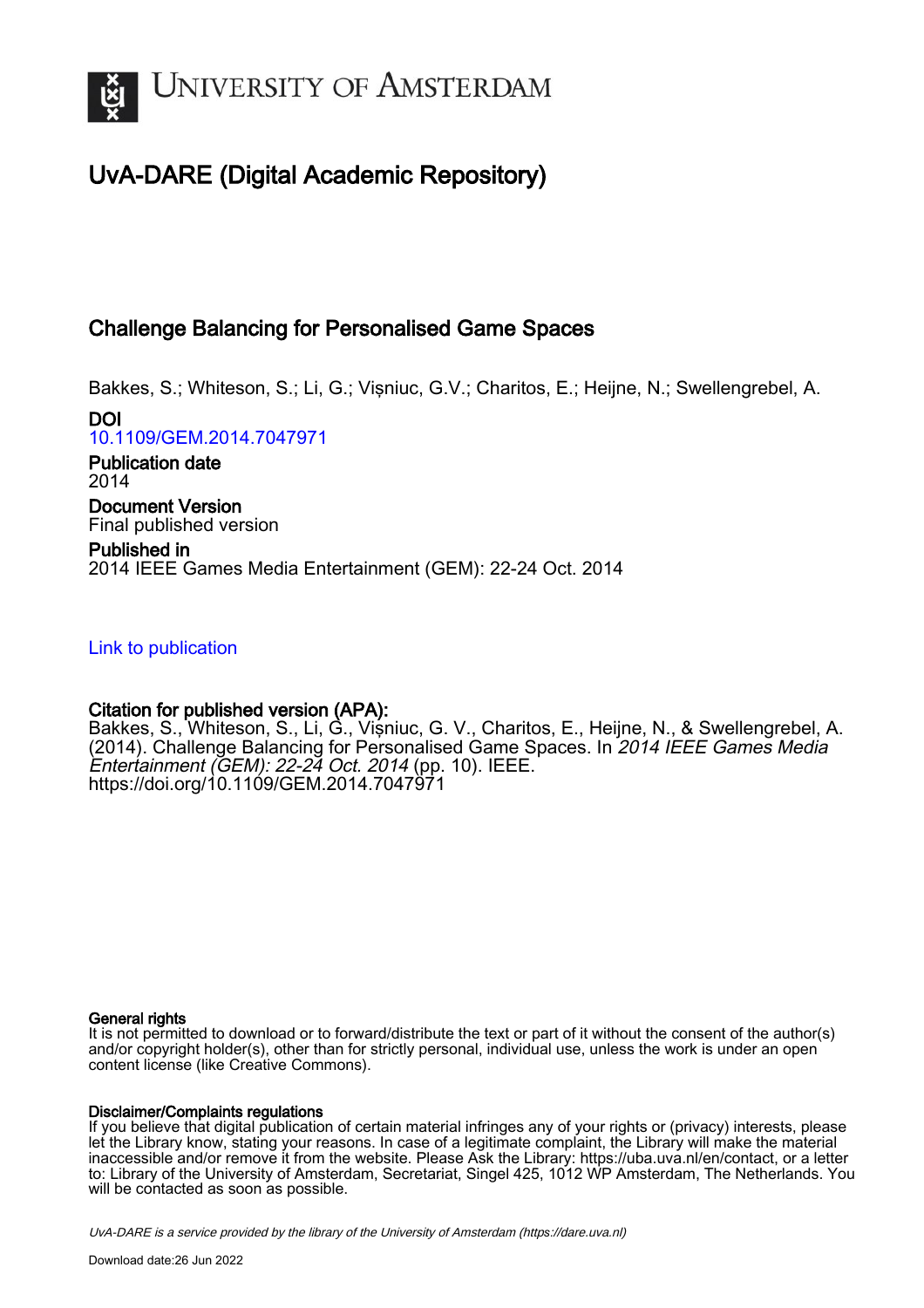# UNIVERSITY OF AMSTERDAM

## UvA-DARE (Digital Academic Repository)

### Challenge Balancing for Personalised Game Spaces

Bakkes, S.; Whiteson, S.; Li, G.; Vișniuc, G.V.; Charitos, E.; Heijne, N.; Swellengrebel, A.

**DOI**
10.1109/GEM.2014.7047971

**Publication date**
2014

**Document Version**
Final published version

**Published in**
2014 IEEE Games Media Entertainment (GEM): 22-24 Oct. 2014

Link to publication

**Citation for published version (APA):**
Bakkes, S., Whiteson, S., Li, G., Vișniuc, G. V., Charitos, E., Heijne, N., & Swellengrebel, A. (2014). Challenge Balancing for Personalised Game Spaces. In *2014 IEEE Games Media Entertainment (GEM): 22-24 Oct. 2014* (pp. 10). IEEE. https://doi.org/10.1109/GEM.2014.7047971

**General rights**
It is not permitted to download or to forward/distribute the text or part of it without the consent of the author(s) and/or copyright holder(s), other than for strictly personal, individual use, unless the work is under an open content license (like Creative Commons).

**Disclaimer/Complaints regulations**
If you believe that digital publication of certain material infringes any of your rights or (privacy) interests, please let the Library know, stating your reasons. In case of a legitimate complaint, the Library will make the material inaccessible and/or remove it from the website. Please Ask the Library: https://uba.uva.nl/en/contact, or a letter to: Library of the University of Amsterdam, Secretariat, Singel 425, 1012 WP Amsterdam, The Netherlands. You will be contacted as soon as possible.

*UvA-DARE is a service provided by the library of the University of Amsterdam (https://dare.uva.nl)*

Download date:26 Jun 2022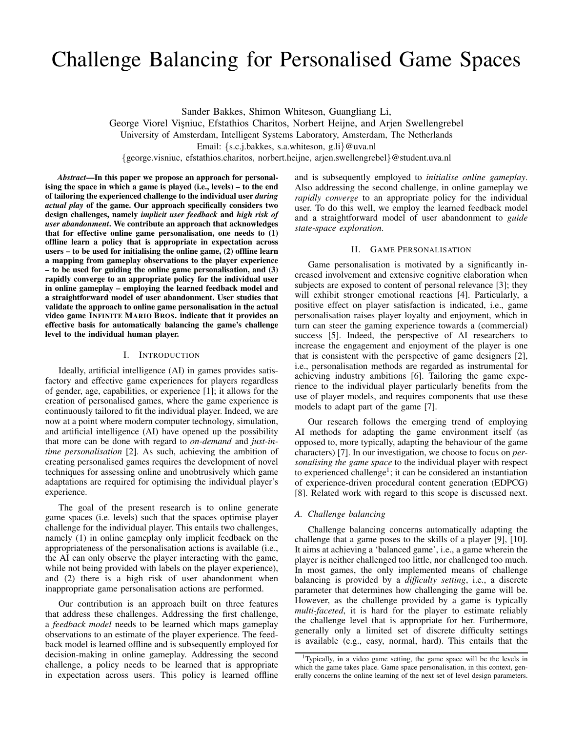# Challenge Balancing for Personalised Game Spaces

Sander Bakkes, Shimon Whiteson, Guangliang Li,
George Viorel Vişniuc, Efstathios Charitos, Norbert Heijne, and Arjen Swellengrebel
University of Amsterdam, Intelligent Systems Laboratory, Amsterdam, The Netherlands
Email: {s.c.j.bakkes, s.a.whiteson, g.li}@uva.nl
{george.visniuc, efstathios.charitos, norbert.heijne, arjen.swellengrebel}@student.uva.nl

***Abstract*—In this paper we propose an approach for personalising the space in which a game is played (i.e., levels) – to the end of tailoring the experienced challenge to the individual user *during actual play* of the game. Our approach specifically considers two design challenges, namely *implicit user feedback* and *high risk of user abandonment*. We contribute an approach that acknowledges that for effective online game personalisation, one needs to (1) offline learn a policy that is appropriate in expectation across users – to be used for initialising the online game, (2) offline learn a mapping from gameplay observations to the player experience – to be used for guiding the online game personalisation, and (3) rapidly converge to an appropriate policy for the individual user in online gameplay – employing the learned feedback model and a straightforward model of user abandonment. User studies that validate the approach to online game personalisation in the actual video game INFINITE MARIO BROS. indicate that it provides an effective basis for automatically balancing the game's challenge level to the individual human player.**

## I. Introduction

Ideally, artificial intelligence (AI) in games provides satisfactory and effective game experiences for players regardless of gender, age, capabilities, or experience [1]; it allows for the creation of personalised games, where the game experience is continuously tailored to fit the individual player. Indeed, we are now at a point where modern computer technology, simulation, and artificial intelligence (AI) have opened up the possibility that more can be done with regard to *on-demand* and *just-in-time personalisation* [2]. As such, achieving the ambition of creating personalised games requires the development of novel techniques for assessing online and unobtrusively which game adaptations are required for optimising the individual player's experience.

The goal of the present research is to online generate game spaces (i.e. levels) such that the spaces optimise player challenge for the individual player. This entails two challenges, namely (1) in online gameplay only implicit feedback on the appropriateness of the personalisation actions is available (i.e., the AI can only observe the player interacting with the game, while not being provided with labels on the player experience), and (2) there is a high risk of user abandonment when inappropriate game personalisation actions are performed.

Our contribution is an approach built on three features that address these challenges. Addressing the first challenge, a *feedback model* needs to be learned which maps gameplay observations to an estimate of the player experience. The feedback model is learned offline and is subsequently employed for decision-making in online gameplay. Addressing the second challenge, a policy needs to be learned that is appropriate in expectation across users. This policy is learned offline and is subsequently employed to *initialise online gameplay*. Also addressing the second challenge, in online gameplay we *rapidly converge* to an appropriate policy for the individual user. To do this well, we employ the learned feedback model and a straightforward model of user abandonment to *guide state-space exploration*.

## II. Game Personalisation

Game personalisation is motivated by a significantly increased involvement and extensive cognitive elaboration when subjects are exposed to content of personal relevance [3]; they will exhibit stronger emotional reactions [4]. Particularly, a positive effect on player satisfaction is indicated, i.e., game personalisation raises player loyalty and enjoyment, which in turn can steer the gaming experience towards a (commercial) success [5]. Indeed, the perspective of AI researchers to increase the engagement and enjoyment of the player is one that is consistent with the perspective of game designers [2], i.e., personalisation methods are regarded as instrumental for achieving industry ambitions [6]. Tailoring the game experience to the individual player particularly benefits from the use of player models, and requires components that use these models to adapt part of the game [7].

Our research follows the emerging trend of employing AI methods for adapting the game environment itself (as opposed to, more typically, adapting the behaviour of the game characters) [7]. In our investigation, we choose to focus on *personalising the game space* to the individual player with respect to experienced challenge[1]; it can be considered an instantiation of experience-driven procedural content generation (EDPCG) [8]. Related work with regard to this scope is discussed next.

### A. Challenge balancing

Challenge balancing concerns automatically adapting the challenge that a game poses to the skills of a player [9], [10]. It aims at achieving a 'balanced game', i.e., a game wherein the player is neither challenged too little, nor challenged too much. In most games, the only implemented means of challenge balancing is provided by a *difficulty setting*, i.e., a discrete parameter that determines how challenging the game will be. However, as the challenge provided by a game is typically *multi-faceted*, it is hard for the player to estimate reliably the challenge level that is appropriate for her. Furthermore, generally only a limited set of discrete difficulty settings is available (e.g., easy, normal, hard). This entails that the

[1] Typically, in a video game setting, the game space will be the levels in which the game takes place. Game space personalisation, in this context, generally concerns the online learning of the next set of level design parameters.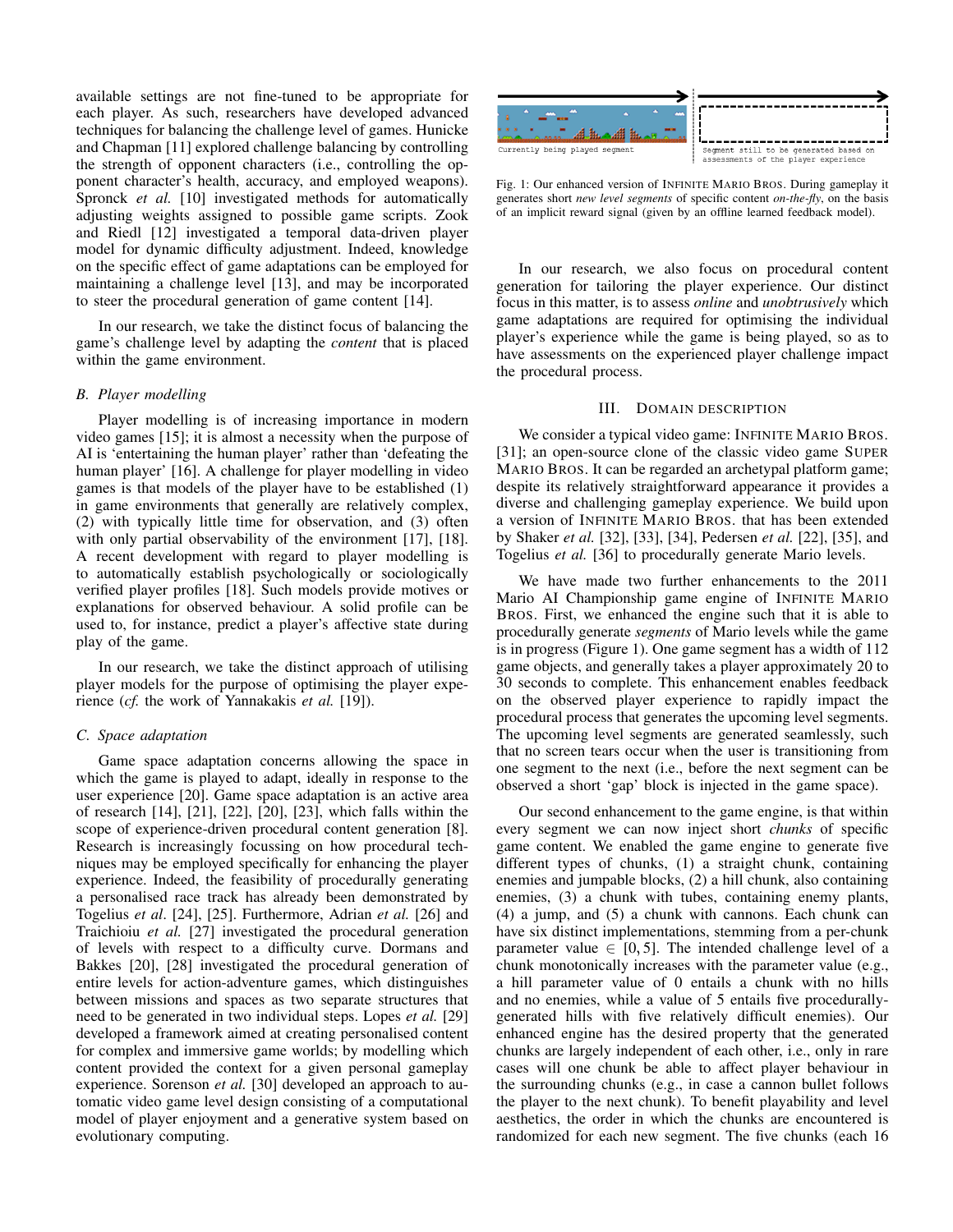available settings are not fine-tuned to be appropriate for each player. As such, researchers have developed advanced techniques for balancing the challenge level of games. Hunicke and Chapman [11] explored challenge balancing by controlling the strength of opponent characters (i.e., controlling the opponent character's health, accuracy, and employed weapons). Spronck *et al.* [10] investigated methods for automatically adjusting weights assigned to possible game scripts. Zook and Riedl [12] investigated a temporal data-driven player model for dynamic difficulty adjustment. Indeed, knowledge on the specific effect of game adaptations can be employed for maintaining a challenge level [13], and may be incorporated to steer the procedural generation of game content [14].

In our research, we take the distinct focus of balancing the game's challenge level by adapting the *content* that is placed within the game environment.

### B. Player modelling

Player modelling is of increasing importance in modern video games [15]; it is almost a necessity when the purpose of AI is 'entertaining the human player' rather than 'defeating the human player' [16]. A challenge for player modelling in video games is that models of the player have to be established (1) in game environments that generally are relatively complex, (2) with typically little time for observation, and (3) often with only partial observability of the environment [17], [18]. A recent development with regard to player modelling is to automatically establish psychologically or sociologically verified player profiles [18]. Such models provide motives or explanations for observed behaviour. A solid profile can be used to, for instance, predict a player's affective state during play of the game.

In our research, we take the distinct approach of utilising player models for the purpose of optimising the player experience (*cf.* the work of Yannakakis *et al.* [19]).

### C. Space adaptation

Game space adaptation concerns allowing the space in which the game is played to adapt, ideally in response to the user experience [20]. Game space adaptation is an active area of research [14], [21], [22], [20], [23], which falls within the scope of experience-driven procedural content generation [8]. Research is increasingly focussing on how procedural techniques may be employed specifically for enhancing the player experience. Indeed, the feasibility of procedurally generating a personalised race track has already been demonstrated by Togelius *et al*. [24], [25]. Furthermore, Adrian *et al.* [26] and Traichioiu *et al.* [27] investigated the procedural generation of levels with respect to a difficulty curve. Dormans and Bakkes [20], [28] investigated the procedural generation of entire levels for action-adventure games, which distinguishes between missions and spaces as two separate structures that need to be generated in two individual steps. Lopes *et al.* [29] developed a framework aimed at creating personalised content for complex and immersive game worlds; by modelling which content provided the context for a given personal gameplay experience. Sorenson *et al.* [30] developed an approach to automatic video game level design consisting of a computational model of player enjoyment and a generative system based on evolutionary computing.

Currently being played segment | Segment still to be generated based on assessments of the player experience

Fig. 1: Our enhanced version of INFINITE MARIO BROS. During gameplay it generates short *new level segments* of specific content *on-the-fly*, on the basis of an implicit reward signal (given by an offline learned feedback model).

In our research, we also focus on procedural content generation for tailoring the player experience. Our distinct focus in this matter, is to assess *online* and *unobtrusively* which game adaptations are required for optimising the individual player's experience while the game is being played, so as to have assessments on the experienced player challenge impact the procedural process.

## III. DOMAIN DESCRIPTION

We consider a typical video game: INFINITE MARIO BROS. [31]; an open-source clone of the classic video game SUPER MARIO BROS. It can be regarded an archetypal platform game; despite its relatively straightforward appearance it provides a diverse and challenging gameplay experience. We build upon a version of INFINITE MARIO BROS. that has been extended by Shaker *et al.* [32], [33], [34], Pedersen *et al.* [22], [35], and Togelius *et al.* [36] to procedurally generate Mario levels.

We have made two further enhancements to the 2011 Mario AI Championship game engine of INFINITE MARIO BROS. First, we enhanced the engine such that it is able to procedurally generate *segments* of Mario levels while the game is in progress (Figure 1). One game segment has a width of 112 game objects, and generally takes a player approximately 20 to 30 seconds to complete. This enhancement enables feedback on the observed player experience to rapidly impact the procedural process that generates the upcoming level segments. The upcoming level segments are generated seamlessly, such that no screen tears occur when the user is transitioning from one segment to the next (i.e., before the next segment can be observed a short 'gap' block is injected in the game space).

Our second enhancement to the game engine, is that within every segment we can now inject short *chunks* of specific game content. We enabled the game engine to generate five different types of chunks, (1) a straight chunk, containing enemies and jumpable blocks, (2) a hill chunk, also containing enemies, (3) a chunk with tubes, containing enemy plants, (4) a jump, and (5) a chunk with cannons. Each chunk can have six distinct implementations, stemming from a per-chunk parameter value $\in [0, 5]$. The intended challenge level of a chunk monotonically increases with the parameter value (e.g., a hill parameter value of 0 entails a chunk with no hills and no enemies, while a value of 5 entails five procedurally-generated hills with five relatively difficult enemies). Our enhanced engine has the desired property that the generated chunks are largely independent of each other, i.e., only in rare cases will one chunk be able to affect player behaviour in the surrounding chunks (e.g., in case a cannon bullet follows the player to the next chunk). To benefit playability and level aesthetics, the order in which the chunks are encountered is randomized for each new segment. The five chunks (each 16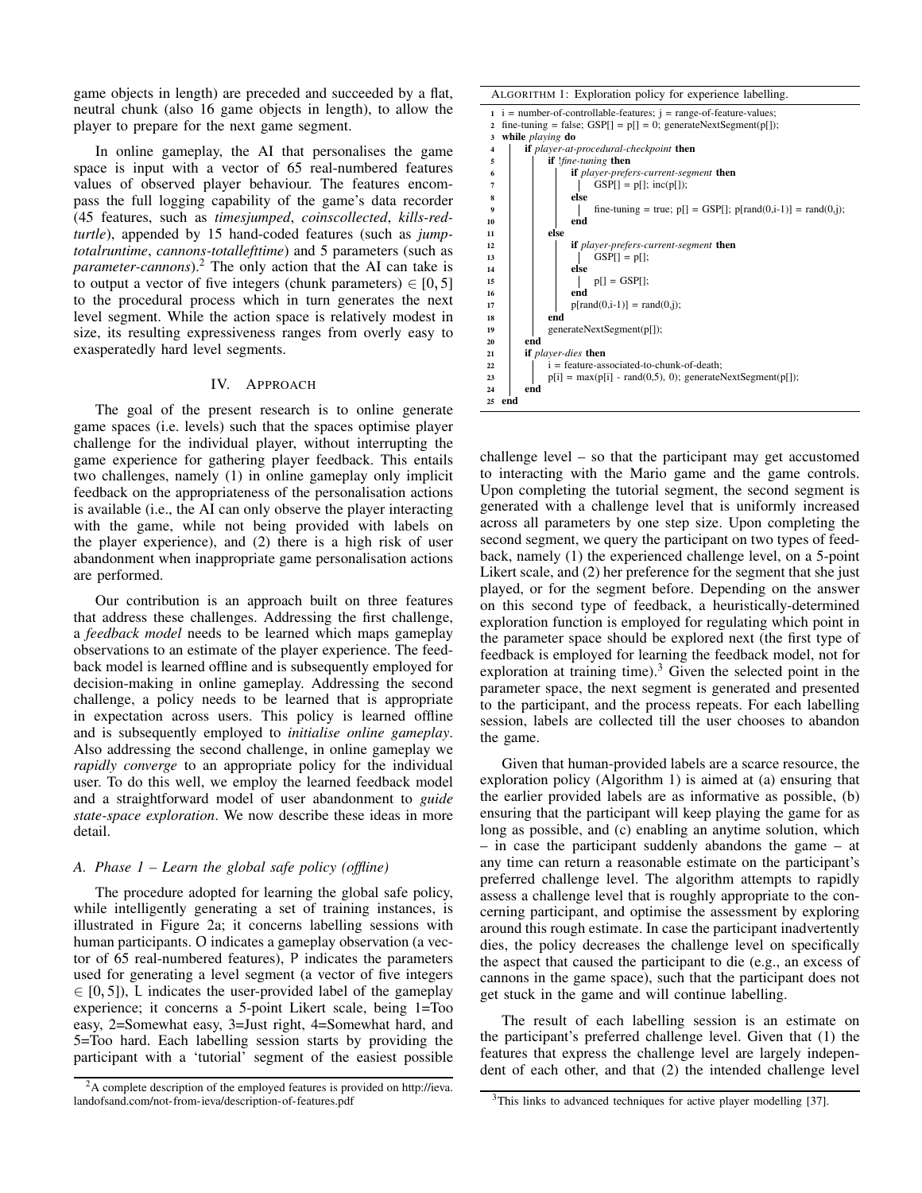game objects in length) are preceded and succeeded by a flat, neutral chunk (also 16 game objects in length), to allow the player to prepare for the next game segment.

In online gameplay, the AI that personalises the game space is input with a vector of 65 real-numbered features values of observed player behaviour. The features encompass the full logging capability of the game's data recorder (45 features, such as *timesjumped*, *coinscollected*, *kills-red-turtle*), appended by 15 hand-coded features (such as *jump-totalruntime*, *cannons-totallefttime*) and 5 parameters (such as *parameter-cannons*).[2] The only action that the AI can take is to output a vector of five integers (chunk parameters) $\in [0, 5]$ to the procedural process which in turn generates the next level segment. While the action space is relatively modest in size, its resulting expressiveness ranges from overly easy to exasperatedly hard level segments.

## IV. Approach

The goal of the present research is to online generate game spaces (i.e. levels) such that the spaces optimise player challenge for the individual player, without interrupting the game experience for gathering player feedback. This entails two challenges, namely (1) in online gameplay only implicit feedback on the appropriateness of the personalisation actions is available (i.e., the AI can only observe the player interacting with the game, while not being provided with labels on the player experience), and (2) there is a high risk of user abandonment when inappropriate game personalisation actions are performed.

Our contribution is an approach built on three features that address these challenges. Addressing the first challenge, a *feedback model* needs to be learned which maps gameplay observations to an estimate of the player experience. The feedback model is learned offline and is subsequently employed for decision-making in online gameplay. Addressing the second challenge, a policy needs to be learned that is appropriate in expectation across users. This policy is learned offline and is subsequently employed to *initialise online gameplay*. Also addressing the second challenge, in online gameplay we *rapidly converge* to an appropriate policy for the individual user. To do this well, we employ the learned feedback model and a straightforward model of user abandonment to *guide state-space exploration*. We now describe these ideas in more detail.

### A. Phase 1 – Learn the global safe policy (offline)

The procedure adopted for learning the global safe policy, while intelligently generating a set of training instances, is illustrated in Figure 2a; it concerns labelling sessions with human participants. O indicates a gameplay observation (a vector of 65 real-numbered features), P indicates the parameters used for generating a level segment (a vector of five integers $\in [0, 5]$), L indicates the user-provided label of the gameplay experience; it concerns a 5-point Likert scale, being 1=Too easy, 2=Somewhat easy, 3=Just right, 4=Somewhat hard, and 5=Too hard. Each labelling session starts by providing the participant with a 'tutorial' segment of the easiest possible challenge level – so that the participant may get accustomed to interacting with the Mario game and the game controls. Upon completing the tutorial segment, the second segment is generated with a challenge level that is uniformly increased across all parameters by one step size. Upon completing the second segment, we query the participant on two types of feedback, namely (1) the experienced challenge level, on a 5-point Likert scale, and (2) her preference for the segment that she just played, or for the segment before. Depending on the answer on this second type of feedback, a heuristically-determined exploration function is employed for regulating which point in the parameter space should be explored next (the first type of feedback is employed for learning the feedback model, not for exploration at training time).[3] Given the selected point in the parameter space, the next segment is generated and presented to the participant, and the process repeats. For each labelling session, labels are collected till the user chooses to abandon the game.

**Algorithm 1:** Exploration policy for experience labelling.

```
1  i = number-of-controllable-features; j = range-of-feature-values;
2  fine-tuning = false; GSP[] = p[] = 0; generateNextSegment(p[]);
3  while playing do
4      if player-at-procedural-checkpoint then
5          if !fine-tuning then
6              if player-prefers-current-segment then
7                  GSP[] = p[]; inc(p[]);
8              else
9                  fine-tuning = true; p[] = GSP[]; p[rand(0,i-1)] = rand(0,j);
10             end
11         else
12             if player-prefers-current-segment then
13                 GSP[] = p[];
14             else
15                 p[] = GSP[];
16             end
17             p[rand(0,i-1)] = rand(0,j);
18         end
19         generateNextSegment(p[]);
20     end
21     if player-dies then
22         i = feature-associated-to-chunk-of-death;
23         p[i] = max(p[i] - rand(0,5), 0); generateNextSegment(p[]);
24     end
25 end
```

Given that human-provided labels are a scarce resource, the exploration policy (Algorithm 1) is aimed at (a) ensuring that the earlier provided labels are as informative as possible, (b) ensuring that the participant will keep playing the game for as long as possible, and (c) enabling an anytime solution, which – in case the participant suddenly abandons the game – at any time can return a reasonable estimate on the participant's preferred challenge level. The algorithm attempts to rapidly assess a challenge level that is roughly appropriate to the concerning participant, and optimise the assessment by exploring around this rough estimate. In case the participant inadvertently dies, the policy decreases the challenge level on specifically the aspect that caused the participant to die (e.g., an excess of cannons in the game space), such that the participant does not get stuck in the game and will continue labelling.

The result of each labelling session is an estimate on the participant's preferred challenge level. Given that (1) the features that express the challenge level are largely independent of each other, and that (2) the intended challenge level

[2] A complete description of the employed features is provided on http://ieva.landofsand.com/not-from-ieva/description-of-features.pdf

[3] This links to advanced techniques for active player modelling [37].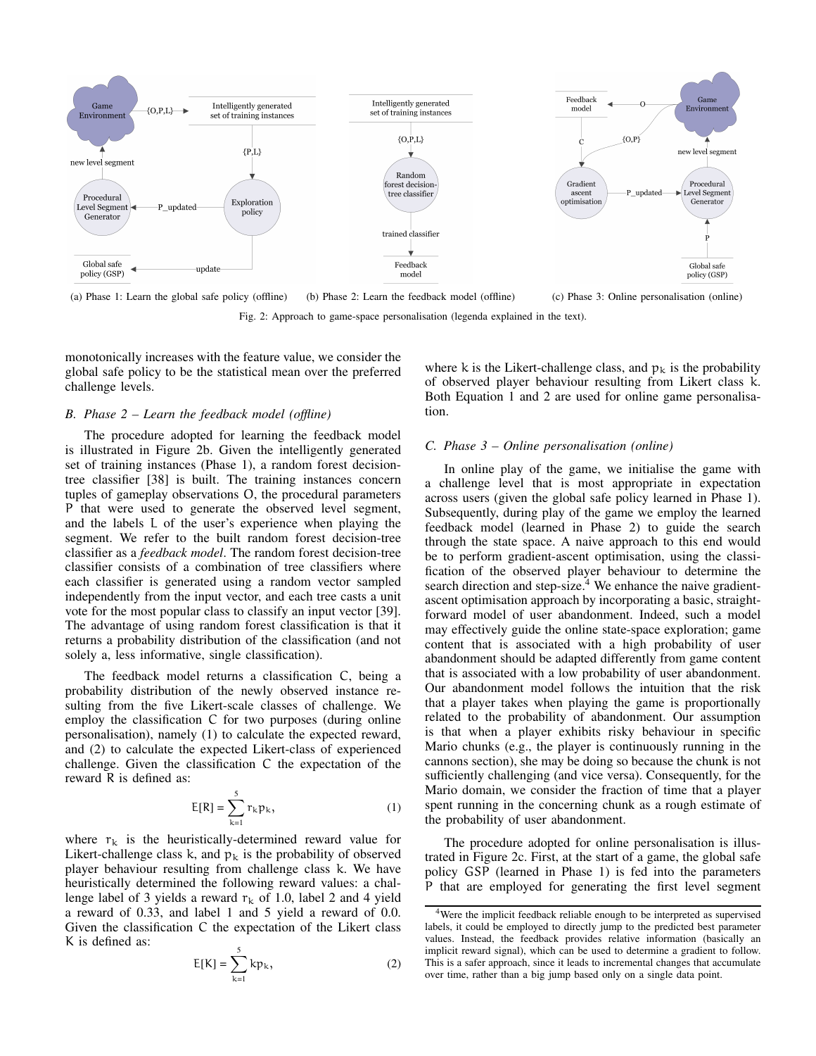(a) Phase 1: Learn the global safe policy (offline)

(b) Phase 2: Learn the feedback model (offline)

(c) Phase 3: Online personalisation (online)

Fig. 2: Approach to game-space personalisation (legenda explained in the text).

monotonically increases with the feature value, we consider the global safe policy to be the statistical mean over the preferred challenge levels.

### B. Phase 2 – Learn the feedback model (offline)

The procedure adopted for learning the feedback model is illustrated in Figure 2b. Given the intelligently generated set of training instances (Phase 1), a random forest decision-tree classifier [38] is built. The training instances concern tuples of gameplay observations O, the procedural parameters P that were used to generate the observed level segment, and the labels L of the user's experience when playing the segment. We refer to the built random forest decision-tree classifier as a *feedback model*. The random forest decision-tree classifier consists of a combination of tree classifiers where each classifier is generated using a random vector sampled independently from the input vector, and each tree casts a unit vote for the most popular class to classify an input vector [39]. The advantage of using random forest classification is that it returns a probability distribution of the classification (and not solely a, less informative, single classification).

The feedback model returns a classification C, being a probability distribution of the newly observed instance resulting from the five Likert-scale classes of challenge. We employ the classification C for two purposes (during online personalisation), namely (1) to calculate the expected reward, and (2) to calculate the expected Likert-class of experienced challenge. Given the classification C the expectation of the reward R is defined as:

$$E[R] = \sum_{k=1}^{5} r_k p_k, \tag{1}$$

where $r_k$ is the heuristically-determined reward value for Likert-challenge class k, and $p_k$ is the probability of observed player behaviour resulting from challenge class k. We have heuristically determined the following reward values: a challenge label of 3 yields a reward $r_k$ of 1.0, label 2 and 4 yield a reward of 0.33, and label 1 and 5 yield a reward of 0.0. Given the classification C the expectation of the Likert class K is defined as:

$$E[K] = \sum_{k=1}^{5} k p_k, \tag{2}$$

where k is the Likert-challenge class, and $p_k$ is the probability of observed player behaviour resulting from Likert class k. Both Equation 1 and 2 are used for online game personalisation.

### C. Phase 3 – Online personalisation (online)

In online play of the game, we initialise the game with a challenge level that is most appropriate in expectation across users (given the global safe policy learned in Phase 1). Subsequently, during play of the game we employ the learned feedback model (learned in Phase 2) to guide the search through the state space. A naive approach to this end would be to perform gradient-ascent optimisation, using the classification of the observed player behaviour to determine the search direction and step-size.[4] We enhance the naive gradient-ascent optimisation approach by incorporating a basic, straightforward model of user abandonment. Indeed, such a model may effectively guide the online state-space exploration; game content that is associated with a high probability of user abandonment should be adapted differently from game content that is associated with a low probability of user abandonment. Our abandonment model follows the intuition that the risk that a player takes when playing the game is proportionally related to the probability of abandonment. Our assumption is that when a player exhibits risky behaviour in specific Mario chunks (e.g., the player is continuously running in the cannons section), she may be doing so because the chunk is not sufficiently challenging (and vice versa). Consequently, for the Mario domain, we consider the fraction of time that a player spent running in the concerning chunk as a rough estimate of the probability of user abandonment.

The procedure adopted for online personalisation is illustrated in Figure 2c. First, at the start of a game, the global safe policy GSP (learned in Phase 1) is fed into the parameters P that are employed for generating the first level segment

[4] Were the implicit feedback reliable enough to be interpreted as supervised labels, it could be employed to directly jump to the predicted best parameter values. Instead, the feedback provides relative information (basically an implicit reward signal), which can be used to determine a gradient to follow. This is a safer approach, since it leads to incremental changes that accumulate over time, rather than a big jump based only on a single data point.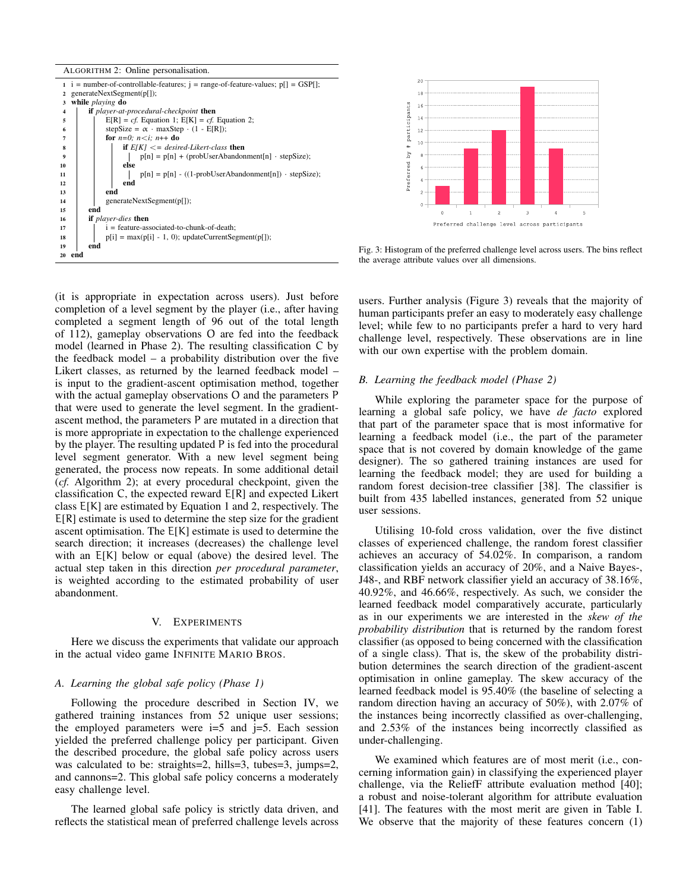ALGORITHM 2: Online personalisation.

```
1  i = number-of-controllable-features; j = range-of-feature-values; p[] = GSP[];
2  generateNextSegment(p[]);
3  while playing do
4      if player-at-procedural-checkpoint then
5          E[R] = cf. Equation 1; E[K] = cf. Equation 2;
6          stepSize = α · maxStep · (1 - E[R]);
7          for n=0; n<i; n++ do
8              if E[K] <= desired-Likert-class then
9                  p[n] = p[n] + (probUserAbandonment[n] · stepSize);
10             else
11                 p[n] = p[n] - ((1-probUserAbandonment[n]) · stepSize);
12             end
13         end
14         generateNextSegment(p[]);
15     end
16     if player-dies then
17         i = feature-associated-to-chunk-of-death;
18         p[i] = max(p[i] - 1, 0); updateCurrentSegment(p[]);
19     end
20 end
```

(it is appropriate in expectation across users). Just before completion of a level segment by the player (i.e., after having completed a segment length of 96 out of the total length of 112), gameplay observations O are fed into the feedback model (learned in Phase 2). The resulting classification C by the feedback model – a probability distribution over the five Likert classes, as returned by the learned feedback model – is input to the gradient-ascent optimisation method, together with the actual gameplay observations O and the parameters P that were used to generate the level segment. In the gradient-ascent method, the parameters P are mutated in a direction that is more appropriate in expectation to the challenge experienced by the player. The resulting updated P is fed into the procedural level segment generator. With a new level segment being generated, the process now repeats. In some additional detail (*cf.* Algorithm 2); at every procedural checkpoint, given the classification C, the expected reward E[R] and expected Likert class E[K] are estimated by Equation 1 and 2, respectively. The E[R] estimate is used to determine the step size for the gradient ascent optimisation. The E[K] estimate is used to determine the search direction; it increases (decreases) the challenge level with an E[K] below or equal (above) the desired level. The actual step taken in this direction *per procedural parameter*, is weighted according to the estimated probability of user abandonment.

## V. Experiments

Here we discuss the experiments that validate our approach in the actual video game Infinite Mario Bros.

### A. Learning the global safe policy (Phase 1)

Following the procedure described in Section IV, we gathered training instances from 52 unique user sessions; the employed parameters were i=5 and j=5. Each session yielded the preferred challenge policy per participant. Given the described procedure, the global safe policy across users was calculated to be: straights=2, hills=3, tubes=3, jumps=2, and cannons=2. This global safe policy concerns a moderately easy challenge level.

The learned global safe policy is strictly data driven, and reflects the statistical mean of preferred challenge levels across users. Further analysis (Figure 3) reveals that the majority of human participants prefer an easy to moderately easy challenge level; while few to no participants prefer a hard to very hard challenge level, respectively. These observations are in line with our own expertise with the problem domain.

Fig. 3: Histogram of the preferred challenge level across users. The bins reflect the average attribute values over all dimensions.

### B. Learning the feedback model (Phase 2)

While exploring the parameter space for the purpose of learning a global safe policy, we have *de facto* explored that part of the parameter space that is most informative for learning a feedback model (i.e., the part of the parameter space that is not covered by domain knowledge of the game designer). The so gathered training instances are used for learning the feedback model; they are used for building a random forest decision-tree classifier [38]. The classifier is built from 435 labelled instances, generated from 52 unique user sessions.

Utilising 10-fold cross validation, over the five distinct classes of experienced challenge, the random forest classifier achieves an accuracy of 54.02%. In comparison, a random classification yields an accuracy of 20%, and a Naive Bayes-, J48-, and RBF network classifier yield an accuracy of 38.16%, 40.92%, and 46.66%, respectively. As such, we consider the learned feedback model comparatively accurate, particularly as in our experiments we are interested in the *skew of the probability distribution* that is returned by the random forest classifier (as opposed to being concerned with the classification of a single class). That is, the skew of the probability distribution determines the search direction of the gradient-ascent optimisation in online gameplay. The skew accuracy of the learned feedback model is 95.40% (the baseline of selecting a random direction having an accuracy of 50%), with 2.07% of the instances being incorrectly classified as over-challenging, and 2.53% of the instances being incorrectly classified as under-challenging.

We examined which features are of most merit (i.e., concerning information gain) in classifying the experienced player challenge, via the ReliefF attribute evaluation method [40]; a robust and noise-tolerant algorithm for attribute evaluation [41]. The features with the most merit are given in Table I. We observe that the majority of these features concern (1)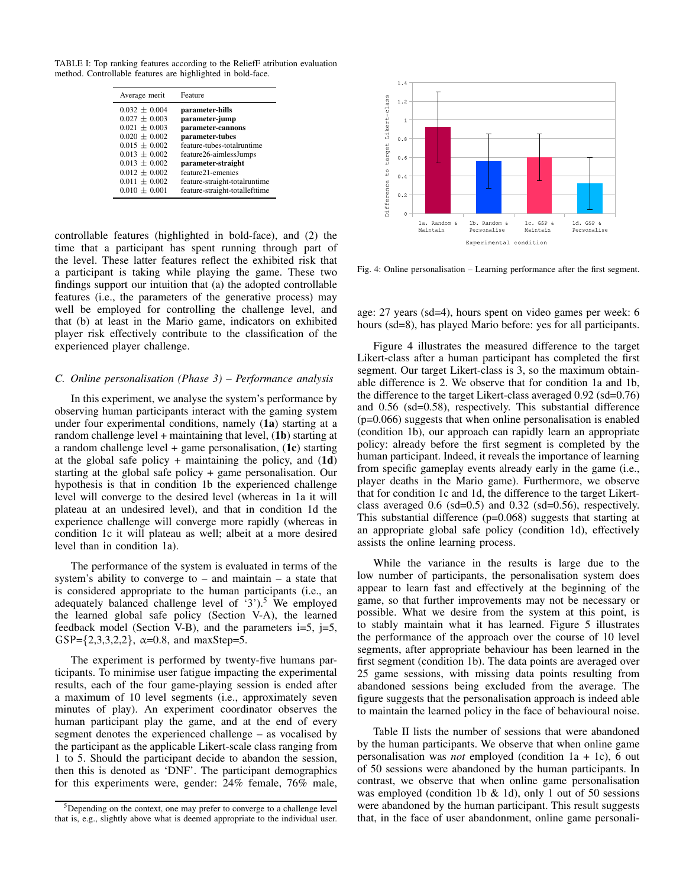TABLE I: Top ranking features according to the ReliefF atribution evaluation method. Controllable features are highlighted in bold-face.

| Average merit | Feature |
|---|---|
| 0.032 ± 0.004 | **parameter-hills** |
| 0.027 ± 0.003 | **parameter-jump** |
| 0.021 ± 0.003 | **parameter-cannons** |
| 0.020 ± 0.002 | **parameter-tubes** |
| 0.015 ± 0.002 | feature-tubes-totalruntime |
| 0.013 ± 0.002 | feature26-aimlessJumps |
| 0.013 ± 0.002 | **parameter-straight** |
| 0.012 ± 0.002 | feature21-emenies |
| 0.011 ± 0.002 | feature-straight-totalruntime |
| 0.010 ± 0.001 | feature-straight-totallefttime |

controllable features (highlighted in bold-face), and (2) the time that a participant has spent running through part of the level. These latter features reflect the exhibited risk that a participant is taking while playing the game. These two findings support our intuition that (a) the adopted controllable features (i.e., the parameters of the generative process) may well be employed for controlling the challenge level, and that (b) at least in the Mario game, indicators on exhibited player risk effectively contribute to the classification of the experienced player challenge.

### C. Online personalisation (Phase 3) – Performance analysis

In this experiment, we analyse the system's performance by observing human participants interact with the gaming system under four experimental conditions, namely (**1a**) starting at a random challenge level + maintaining that level, (**1b**) starting at a random challenge level + game personalisation, (**1c**) starting at the global safe policy + maintaining the policy, and (**1d**) starting at the global safe policy + game personalisation. Our hypothesis is that in condition 1b the experienced challenge level will converge to the desired level (whereas in 1a it will plateau at an undesired level), and that in condition 1d the experience challenge will converge more rapidly (whereas in condition 1c it will plateau as well; albeit at a more desired level than in condition 1a).

The performance of the system is evaluated in terms of the system's ability to converge to – and maintain – a state that is considered appropriate to the human participants (i.e., an adequately balanced challenge level of '3').[5] We employed the learned global safe policy (Section V-A), the learned feedback model (Section V-B), and the parameters i=5, j=5, GSP={2,3,3,2,2}, $\alpha$=0.8, and maxStep=5.

The experiment is performed by twenty-five humans participants. To minimise user fatigue impacting the experimental results, each of the four game-playing session is ended after a maximum of 10 level segments (i.e., approximately seven minutes of play). An experiment coordinator observes the human participant play the game, and at the end of every segment denotes the experienced challenge – as vocalised by the participant as the applicable Likert-scale class ranging from 1 to 5. Should the participant decide to abandon the session, then this is denoted as 'DNF'. The participant demographics for this experiments were, gender: 24% female, 76% male, age: 27 years (sd=4), hours spent on video games per week: 6 hours (sd=8), has played Mario before: yes for all participants.

[5] Depending on the context, one may prefer to converge to a challenge level that is, e.g., slightly above what is deemed appropriate to the individual user.

Fig. 4: Online personalisation – Learning performance after the first segment.

Figure 4 illustrates the measured difference to the target Likert-class after a human participant has completed the first segment. Our target Likert-class is 3, so the maximum obtainable difference is 2. We observe that for condition 1a and 1b, the difference to the target Likert-class averaged 0.92 (sd=0.76) and 0.56 (sd=0.58), respectively. This substantial difference (p=0.066) suggests that when online personalisation is enabled (condition 1b), our approach can rapidly learn an appropriate policy: already before the first segment is completed by the human participant. Indeed, it reveals the importance of learning from specific gameplay events already early in the game (i.e., player deaths in the Mario game). Furthermore, we observe that for condition 1c and 1d, the difference to the target Likert-class averaged 0.6 (sd=0.5) and 0.32 (sd=0.56), respectively. This substantial difference (p=0.068) suggests that starting at an appropriate global safe policy (condition 1d), effectively assists the online learning process.

While the variance in the results is large due to the low number of participants, the personalisation system does appear to learn fast and effectively at the beginning of the game, so that further improvements may not be necessary or possible. What we desire from the system at this point, is to stably maintain what it has learned. Figure 5 illustrates the performance of the approach over the course of 10 level segments, after appropriate behaviour has been learned in the first segment (condition 1b). The data points are averaged over 25 game sessions, with missing data points resulting from abandoned sessions being excluded from the average. The figure suggests that the personalisation approach is indeed able to maintain the learned policy in the face of behavioural noise.

Table II lists the number of sessions that were abandoned by the human participants. We observe that when online game personalisation was *not* employed (condition 1a + 1c), 6 out of 50 sessions were abandoned by the human participants. In contrast, we observe that when online game personalisation was employed (condition 1b & 1d), only 1 out of 50 sessions were abandoned by the human participant. This result suggests that, in the face of user abandonment, online game personali-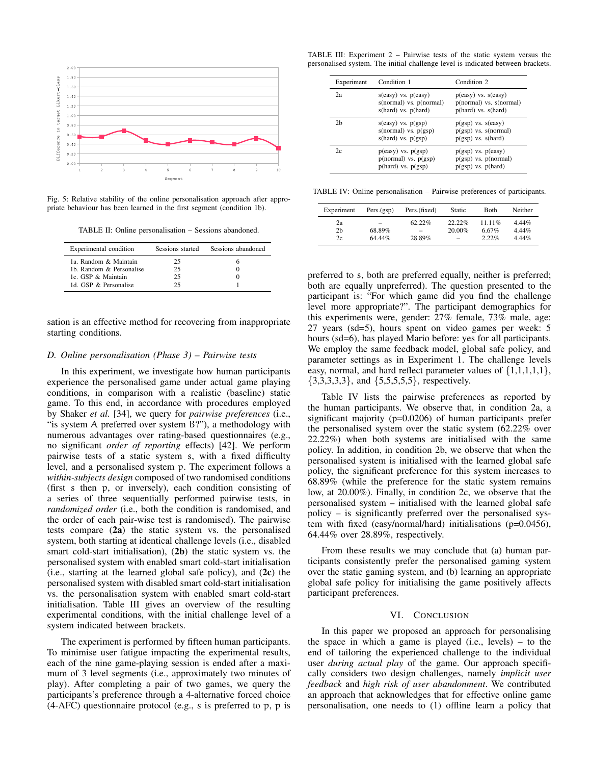Fig. 5: Relative stability of the online personalisation approach after appropriate behaviour has been learned in the first segment (condition 1b).

TABLE II: Online personalisation – Sessions abandoned.

| Experimental condition | Sessions started | Sessions abandoned |
|---|---|---|
| 1a. Random & Maintain | 25 | 6 |
| 1b. Random & Personalise | 25 | 0 |
| 1c. GSP & Maintain | 25 | 0 |
| 1d. GSP & Personalise | 25 | 1 |

sation is an effective method for recovering from inappropriate starting conditions.

### D. Online personalisation (Phase 3) – Pairwise tests

In this experiment, we investigate how human participants experience the personalised game under actual game playing conditions, in comparison with a realistic (baseline) static game. To this end, in accordance with procedures employed by Shaker *et al.* [34], we query for *pairwise preferences* (i.e., "is system A preferred over system B?"), a methodology with numerous advantages over rating-based questionnaires (e.g., no significant *order of reporting* effects) [42]. We perform pairwise tests of a static system s, with a fixed difficulty level, and a personalised system p. The experiment follows a *within-subjects design* composed of two randomised conditions (first s then p, or inversely), each condition consisting of a series of three sequentially performed pairwise tests, in *randomized order* (i.e., both the condition is randomised, and the order of each pair-wise test is randomised). The pairwise tests compare (**2a**) the static system vs. the personalised system, both starting at identical challenge levels (i.e., disabled smart cold-start initialisation), (**2b**) the static system vs. the personalised system with enabled smart cold-start initialisation (i.e., starting at the learned global safe policy), and (**2c**) the personalised system with disabled smart cold-start initialisation vs. the personalisation system with enabled smart cold-start initialisation. Table III gives an overview of the resulting experimental conditions, with the initial challenge level of a system indicated between brackets.

The experiment is performed by fifteen human participants. To minimise user fatigue impacting the experimental results, each of the nine game-playing session is ended after a maximum of 3 level segments (i.e., approximately two minutes of play). After completing a pair of two games, we query the participants's preference through a 4-alternative forced choice (4-AFC) questionnaire protocol (e.g., s is preferred to p, p is preferred to s, both are preferred equally, neither is preferred; both are equally unpreferred). The question presented to the participant is: "For which game did you find the challenge level more appropriate?". The participant demographics for this experiments were, gender: 27% female, 73% male, age: 27 years (sd=5), hours spent on video games per week: 5 hours (sd=6), has played Mario before: yes for all participants. We employ the same feedback model, global safe policy, and parameter settings as in Experiment 1. The challenge levels easy, normal, and hard reflect parameter values of {1,1,1,1,1}, {3,3,3,3,3}, and {5,5,5,5,5}, respectively.

TABLE III: Experiment 2 – Pairwise tests of the static system versus the personalised system. The initial challenge level is indicated between brackets.

| Experiment | Condition 1 | Condition 2 |
|---|---|---|
| 2a | s(easy) vs. p(easy)<br>s(normal) vs. p(normal)<br>s(hard) vs. p(hard) | p(easy) vs. s(easy)<br>p(normal) vs. s(normal)<br>p(hard) vs. s(hard) |
| 2b | s(easy) vs. p(gsp)<br>s(normal) vs. p(gsp)<br>s(hard) vs. p(gsp) | p(gsp) vs. s(easy)<br>p(gsp) vs. s(normal)<br>p(gsp) vs. s(hard) |
| 2c | p(easy) vs. p(gsp)<br>p(normal) vs. p(gsp)<br>p(hard) vs. p(gsp) | p(gsp) vs. p(easy)<br>p(gsp) vs. p(normal)<br>p(gsp) vs. p(hard) |

TABLE IV: Online personalisation – Pairwise preferences of participants.

| Experiment | Pers.(gsp) | Pers.(fixed) | Static | Both | Neither |
|---|---|---|---|---|---|
| 2a | – | 62.22% | 22.22% | 11.11% | 4.44% |
| 2b | 68.89% | – | 20.00% | 6.67% | 4.44% |
| 2c | 64.44% | 28.89% | – | 2.22% | 4.44% |

Table IV lists the pairwise preferences as reported by the human participants. We observe that, in condition 2a, a significant majority ($p=0.0206$) of human participants prefer the personalised system over the static system (62.22% over 22.22%) when both systems are initialised with the same policy. In addition, in condition 2b, we observe that when the personalised system is initialised with the learned global safe policy, the significant preference for this system increases to 68.89% (while the preference for the static system remains low, at 20.00%). Finally, in condition 2c, we observe that the personalised system – initialised with the learned global safe policy – is significantly preferred over the personalised system with fixed (easy/normal/hard) initialisations ($p=0.0456$), 64.44% over 28.89%, respectively.

From these results we may conclude that (a) human participants consistently prefer the personalised gaming system over the static gaming system, and (b) learning an appropriate global safe policy for initialising the game positively affects participant preferences.

## VI. Conclusion

In this paper we proposed an approach for personalising the space in which a game is played (i.e., levels) – to the end of tailoring the experienced challenge to the individual user *during actual play* of the game. Our approach specifically considers two design challenges, namely *implicit user feedback* and *high risk of user abandonment*. We contributed an approach that acknowledges that for effective online game personalisation, one needs to (1) offline learn a policy that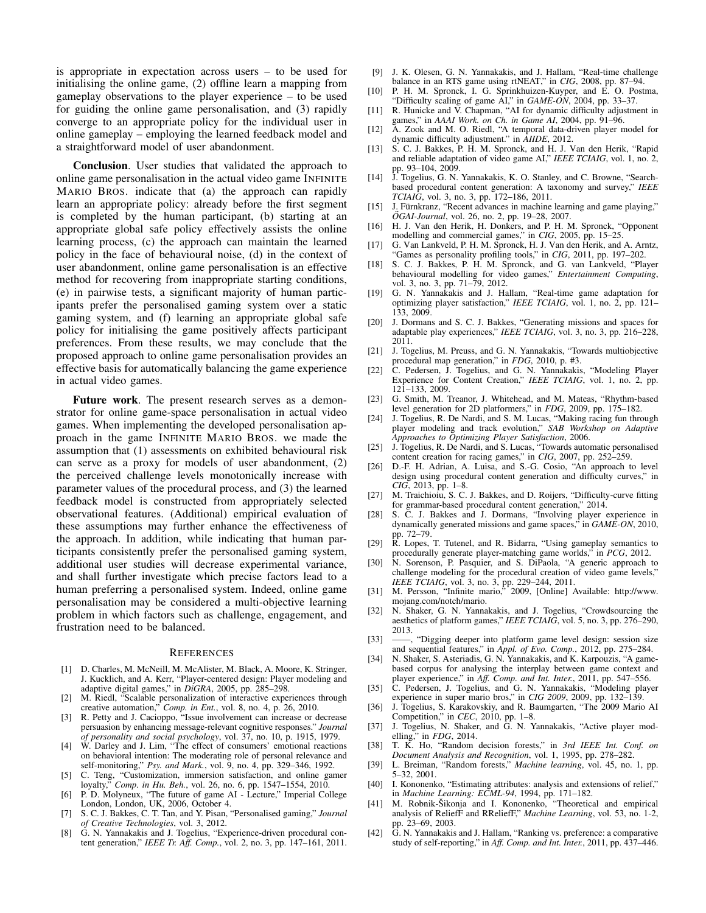is appropriate in expectation across users – to be used for initialising the online game, (2) offline learn a mapping from gameplay observations to the player experience – to be used for guiding the online game personalisation, and (3) rapidly converge to an appropriate policy for the individual user in online gameplay – employing the learned feedback model and a straightforward model of user abandonment.

**Conclusion**. User studies that validated the approach to online game personalisation in the actual video game INFINITE MARIO BROS. indicate that (a) the approach can rapidly learn an appropriate policy: already before the first segment is completed by the human participant, (b) starting at an appropriate global safe policy effectively assists the online learning process, (c) the approach can maintain the learned policy in the face of behavioural noise, (d) in the context of user abandonment, online game personalisation is an effective method for recovering from inappropriate starting conditions, (e) in pairwise tests, a significant majority of human participants prefer the personalised gaming system over a static gaming system, and (f) learning an appropriate global safe policy for initialising the game positively affects participant preferences. From these results, we may conclude that the proposed approach to online game personalisation provides an effective basis for automatically balancing the game experience in actual video games.

**Future work**. The present research serves as a demonstrator for online game-space personalisation in actual video games. When implementing the developed personalisation approach in the game INFINITE MARIO BROS. we made the assumption that (1) assessments on exhibited behavioural risk can serve as a proxy for models of user abandonment, (2) the perceived challenge levels monotonically increase with parameter values of the procedural process, and (3) the learned feedback model is constructed from appropriately selected observational features. (Additional) empirical evaluation of these assumptions may further enhance the effectiveness of the approach. In addition, while indicating that human participants consistently prefer the personalised gaming system, additional user studies will decrease experimental variance, and shall further investigate which precise factors lead to a human preferring a personalised system. Indeed, online game personalisation may be considered a multi-objective learning problem in which factors such as challenge, engagement, and frustration need to be balanced.

## REFERENCES

[1] D. Charles, M. McNeill, M. McAlister, M. Black, A. Moore, K. Stringer, J. Kucklich, and A. Kerr, "Player-centered design: Player modeling and adaptive digital games," in *DiGRA*, 2005, pp. 285–298.

[2] M. Riedl, "Scalable personalization of interactive experiences through creative automation," *Comp. in Ent.*, vol. 8, no. 4, p. 26, 2010.

[3] R. Petty and J. Cacioppo, "Issue involvement can increase or decrease persuasion by enhancing message-relevant cognitive responses." *Journal of personality and social psychology*, vol. 37, no. 10, p. 1915, 1979.

[4] W. Darley and J. Lim, "The effect of consumers' emotional reactions on behavioral intention: The moderating role of personal relevance and self-monitoring," *Psy. and Mark.*, vol. 9, no. 4, pp. 329–346, 1992.

[5] C. Teng, "Customization, immersion satisfaction, and online gamer loyalty," *Comp. in Hu. Beh.*, vol. 26, no. 6, pp. 1547–1554, 2010.

[6] P. D. Molyneux, "The future of game AI - Lecture," Imperial College London, London, UK, 2006, October 4.

[7] S. C. J. Bakkes, C. T. Tan, and Y. Pisan, "Personalised gaming," *Journal of Creative Technologies*, vol. 3, 2012.

[8] G. N. Yannakakis and J. Togelius, "Experience-driven procedural content generation," *IEEE Tr. Aff. Comp.*, vol. 2, no. 3, pp. 147–161, 2011.

[9] J. K. Olesen, G. N. Yannakakis, and J. Hallam, "Real-time challenge balance in an RTS game using rtNEAT," in *CIG*, 2008, pp. 87–94.

[10] P. H. M. Spronck, I. G. Sprinkhuizen-Kuyper, and E. O. Postma, "Difficulty scaling of game AI," in *GAME-ON*, 2004, pp. 33–37.

[11] R. Hunicke and V. Chapman, "AI for dynamic difficulty adjustment in games," in *AAAI Work. on Ch. in Game AI*, 2004, pp. 91–96.

[12] A. Zook and M. O. Riedl, "A temporal data-driven player model for dynamic difficulty adjustment." in *AIIDE*, 2012.

[13] S. C. J. Bakkes, P. H. M. Spronck, and H. J. Van den Herik, "Rapid and reliable adaptation of video game AI," *IEEE TCIAIG*, vol. 1, no. 2, pp. 93–104, 2009.

[14] J. Togelius, G. N. Yannakakis, K. O. Stanley, and C. Browne, "Search-based procedural content generation: A taxonomy and survey," *IEEE TCIAIG*, vol. 3, no. 3, pp. 172–186, 2011.

[15] J. Fürnkranz, "Recent advances in machine learning and game playing," *ÖGAI-Journal*, vol. 26, no. 2, pp. 19–28, 2007.

[16] H. J. Van den Herik, H. Donkers, and P. H. M. Spronck, "Opponent modelling and commercial games," in *CIG*, 2005, pp. 15–25.

[17] G. Van Lankveld, P. H. M. Spronck, H. J. Van den Herik, and A. Arntz, "Games as personality profiling tools," in *CIG*, 2011, pp. 197–202.

[18] S. C. J. Bakkes, P. H. M. Spronck, and G. van Lankveld, "Player behavioural modelling for video games," *Entertainment Computing*, vol. 3, no. 3, pp. 71–79, 2012.

[19] G. N. Yannakakis and J. Hallam, "Real-time game adaptation for optimizing player satisfaction," *IEEE TCIAIG*, vol. 1, no. 2, pp. 121–133, 2009.

[20] J. Dormans and S. C. J. Bakkes, "Generating missions and spaces for adaptable play experiences," *IEEE TCIAIG*, vol. 3, no. 3, pp. 216–228, 2011.

[21] J. Togelius, M. Preuss, and G. N. Yannakakis, "Towards multiobjective procedural map generation," in *FDG*, 2010, p. #3.

[22] C. Pedersen, J. Togelius, and G. N. Yannakakis, "Modeling Player Experience for Content Creation," *IEEE TCIAIG*, vol. 1, no. 2, pp. 121–133, 2009.

[23] G. Smith, M. Treanor, J. Whitehead, and M. Mateas, "Rhythm-based level generation for 2D platformers," in *FDG*, 2009, pp. 175–182.

[24] J. Togelius, R. De Nardi, and S. M. Lucas, "Making racing fun through player modeling and track evolution," *SAB Workshop on Adaptive Approaches to Optimizing Player Satisfaction*, 2006.

[25] J. Togelius, R. De Nardi, and S. Lucas, "Towards automatic personalised content creation for racing games," in *CIG*, 2007, pp. 252–259.

[26] D.-F. H. Adrian, A. Luisa, and S.-G. Cosio, "An approach to level design using procedural content generation and difficulty curves," in *CIG*, 2013, pp. 1–8.

[27] M. Traichioiu, S. C. J. Bakkes, and D. Roijers, "Difficulty-curve fitting for grammar-based procedural content generation," 2014.

[28] S. C. J. Bakkes and J. Dormans, "Involving player experience in dynamically generated missions and game spaces," in *GAME-ON*, 2010, pp. 72–79.

[29] R. Lopes, T. Tutenel, and R. Bidarra, "Using gameplay semantics to procedurally generate player-matching game worlds," in *PCG*, 2012.

[30] N. Sorenson, P. Pasquier, and S. DiPaola, "A generic approach to challenge modeling for the procedural creation of video game levels," *IEEE TCIAIG*, vol. 3, no. 3, pp. 229–244, 2011.

[31] M. Persson, "Infinite mario," 2009, [Online] Available: http://www.mojang.com/notch/mario.

[32] N. Shaker, G. N. Yannakakis, and J. Togelius, "Crowdsourcing the aesthetics of platform games," *IEEE TCIAIG*, vol. 5, no. 3, pp. 276–290, 2013.

[33] ——, "Digging deeper into platform game level design: session size and sequential features," in *Appl. of Evo. Comp.*, 2012, pp. 275–284.

[34] N. Shaker, S. Asteriadis, G. N. Yannakakis, and K. Karpouzis, "A game-based corpus for analysing the interplay between game context and player experience," in *Aff. Comp. and Int. Inter.*, 2011, pp. 547–556.

[35] C. Pedersen, J. Togelius, and G. N. Yannakakis, "Modeling player experience in super mario bros," in *CIG 2009*, 2009, pp. 132–139.

[36] J. Togelius, S. Karakovskiy, and R. Baumgarten, "The 2009 Mario AI Competition," in *CEC*, 2010, pp. 1–8.

[37] J. Togelius, N. Shaker, and G. N. Yannakakis, "Active player modelling," in *FDG*, 2014.

[38] T. K. Ho, "Random decision forests," in *3rd IEEE Int. Conf. on Document Analysis and Recognition*, vol. 1, 1995, pp. 278–282.

[39] L. Breiman, "Random forests," *Machine learning*, vol. 45, no. 1, pp. 5–32, 2001.

[40] I. Kononenko, "Estimating attributes: analysis and extensions of relief," in *Machine Learning: ECML-94*, 1994, pp. 171–182.

[41] M. Robnik-Šikonja and I. Kononenko, "Theoretical and empirical analysis of ReliefF and RReliefF," *Machine Learning*, vol. 53, no. 1-2, pp. 23–69, 2003.

[42] G. N. Yannakakis and J. Hallam, "Ranking vs. preference: a comparative study of self-reporting," in *Aff. Comp. and Int. Inter.*, 2011, pp. 437–446.